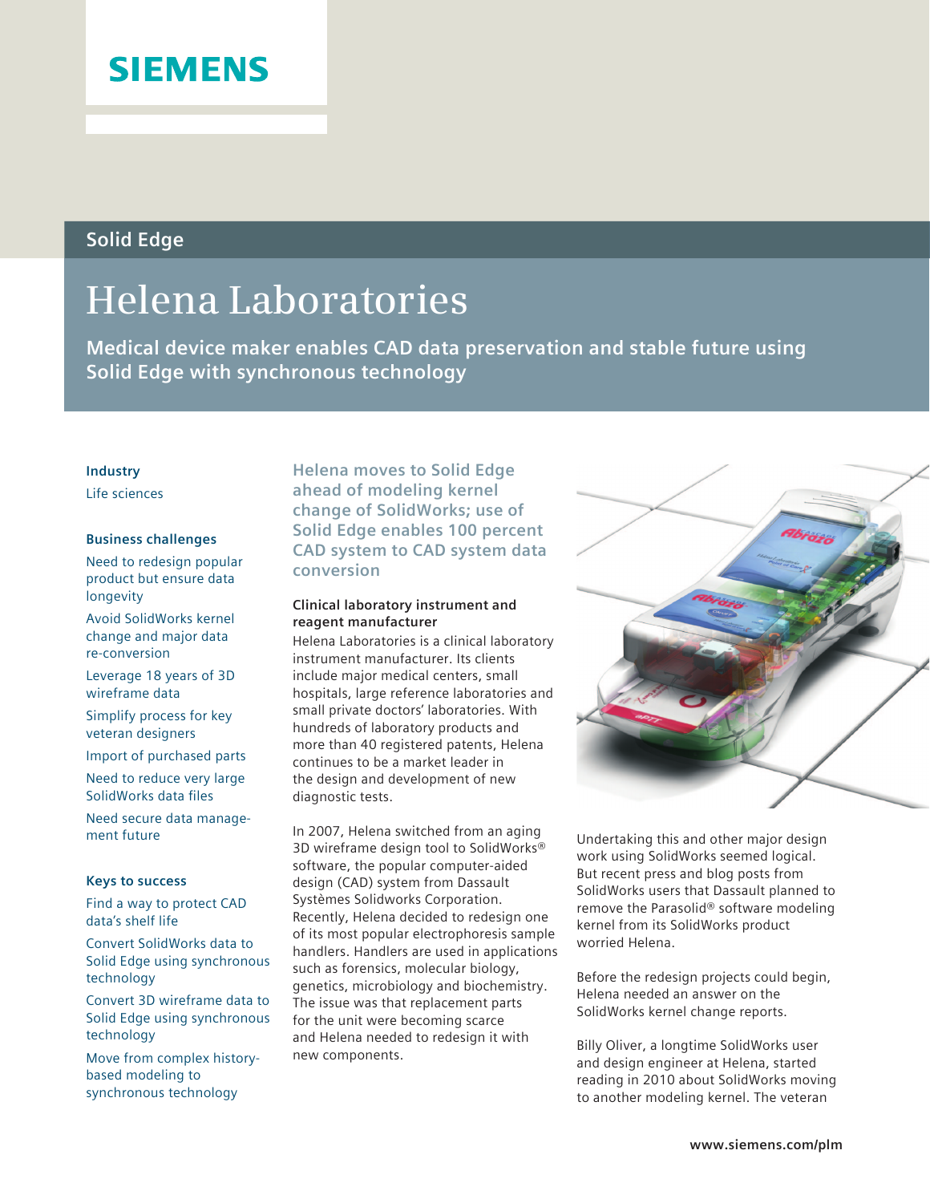SIEMENS

Solid Edge

# Helena Laboratories

**Medical device maker enables CAD data preservation and stable future using Solid Edge with synchronous technology**

### Industry

Life sciences

### Business challenges

Need to redesign popular product but ensure data longevity

Avoid SolidWorks kernel change and major data re-conversion

Leverage 18 years of 3D wireframe data

Simplify process for key veteran designers

Import of purchased parts

Need to reduce very large SolidWorks data files

Need secure data management future

### Keys to success

Find a way to protect CAD data's shelf life

Convert SolidWorks data to Solid Edge using synchronous technology

Convert 3D wireframe data to Solid Edge using synchronous technology

Move from complex history-based modeling to synchronous technology

## Helena moves to Solid Edge ahead of modeling kernel change of SolidWorks; use of Solid Edge enables 100 percent CAD system to CAD system data conversion

### Clinical laboratory instrument and reagent manufacturer

Helena Laboratories is a clinical laboratory instrument manufacturer. Its clients include major medical centers, small hospitals, large reference laboratories and small private doctors' laboratories. With hundreds of laboratory products and more than 40 registered patents, Helena continues to be a market leader in the design and development of new diagnostic tests.

In 2007, Helena switched from an aging 3D wireframe design tool to SolidWorks® software, the popular computer-aided design (CAD) system from Dassault Systèmes Solidworks Corporation. Recently, Helena decided to redesign one of its most popular electrophoresis sample handlers. Handlers are used in applications such as forensics, molecular biology, genetics, microbiology and biochemistry. The issue was that replacement parts for the unit were becoming scarce and Helena needed to redesign it with new components.

Undertaking this and other major design work using SolidWorks seemed logical. But recent press and blog posts from SolidWorks users that Dassault planned to remove the Parasolid® software modeling kernel from its SolidWorks product worried Helena.

Before the redesign projects could begin, Helena needed an answer on the SolidWorks kernel change reports.

Billy Oliver, a longtime SolidWorks user and design engineer at Helena, started reading in 2010 about SolidWorks moving to another modeling kernel. The veteran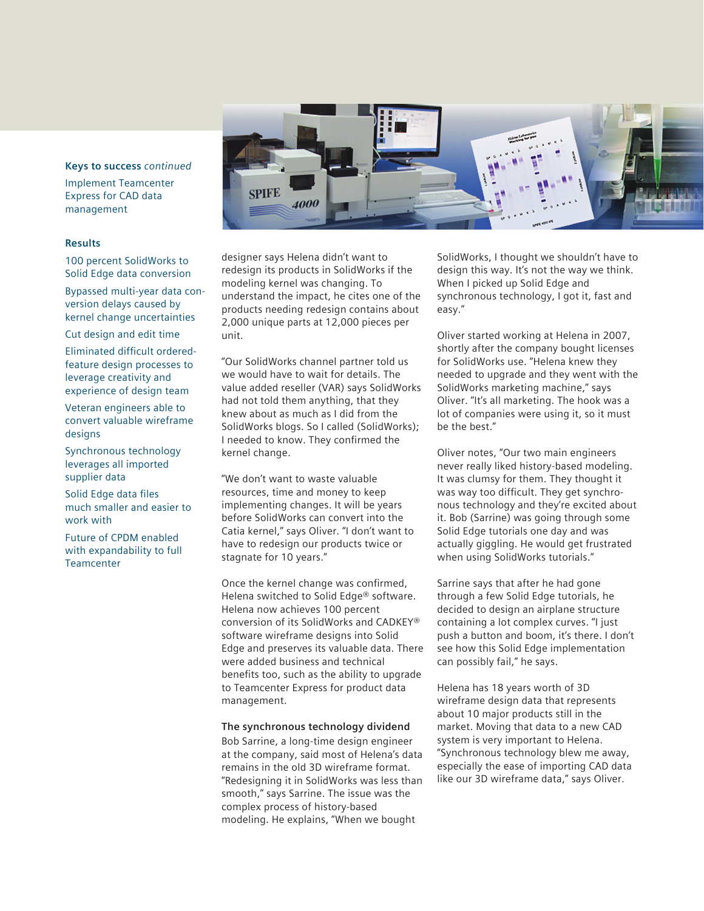**Keys to success** *continued*

Implement Teamcenter Express for CAD data management

**Results**

100 percent SolidWorks to Solid Edge data conversion

Bypassed multi-year data conversion delays caused by kernel change uncertainties

Cut design and edit time

Eliminated difficult ordered-feature design processes to leverage creativity and experience of design team

Veteran engineers able to convert valuable wireframe designs

Synchronous technology leverages all imported supplier data

Solid Edge data files much smaller and easier to work with

Future of CPDM enabled with expandability to full Teamcenter

designer says Helena didn't want to redesign its products in SolidWorks if the modeling kernel was changing. To understand the impact, he cites one of the products needing redesign contains about 2,000 unique parts at 12,000 pieces per unit.

"Our SolidWorks channel partner told us we would have to wait for details. The value added reseller (VAR) says SolidWorks had not told them anything, that they knew about as much as I did from the SolidWorks blogs. So I called (SolidWorks); I needed to know. They confirmed the kernel change.

"We don't want to waste valuable resources, time and money to keep implementing changes. It will be years before SolidWorks can convert into the Catia kernel," says Oliver. "I don't want to have to redesign our products twice or stagnate for 10 years."

Once the kernel change was confirmed, Helena switched to Solid Edge® software. Helena now achieves 100 percent conversion of its SolidWorks and CADKEY® software wireframe designs into Solid Edge and preserves its valuable data. There were added business and technical benefits too, such as the ability to upgrade to Teamcenter Express for product data management.

**The synchronous technology dividend**

Bob Sarrine, a long-time design engineer at the company, said most of Helena's data remains in the old 3D wireframe format. "Redesigning it in SolidWorks was less than smooth," says Sarrine. The issue was the complex process of history-based modeling. He explains, "When we bought SolidWorks, I thought we shouldn't have to design this way. It's not the way we think. When I picked up Solid Edge and synchronous technology, I got it, fast and easy."

Oliver started working at Helena in 2007, shortly after the company bought licenses for SolidWorks use. "Helena knew they needed to upgrade and they went with the SolidWorks marketing machine," says Oliver. "It's all marketing. The hook was a lot of companies were using it, so it must be the best."

Oliver notes, "Our two main engineers never really liked history-based modeling. It was clumsy for them. They thought it was way too difficult. They get synchronous technology and they're excited about it. Bob (Sarrine) was going through some Solid Edge tutorials one day and was actually giggling. He would get frustrated when using SolidWorks tutorials."

Sarrine says that after he had gone through a few Solid Edge tutorials, he decided to design an airplane structure containing a lot complex curves. "I just push a button and boom, it's there. I don't see how this Solid Edge implementation can possibly fail," he says.

Helena has 18 years worth of 3D wireframe design data that represents about 10 major products still in the market. Moving that data to a new CAD system is very important to Helena. "Synchronous technology blew me away, especially the ease of importing CAD data like our 3D wireframe data," says Oliver.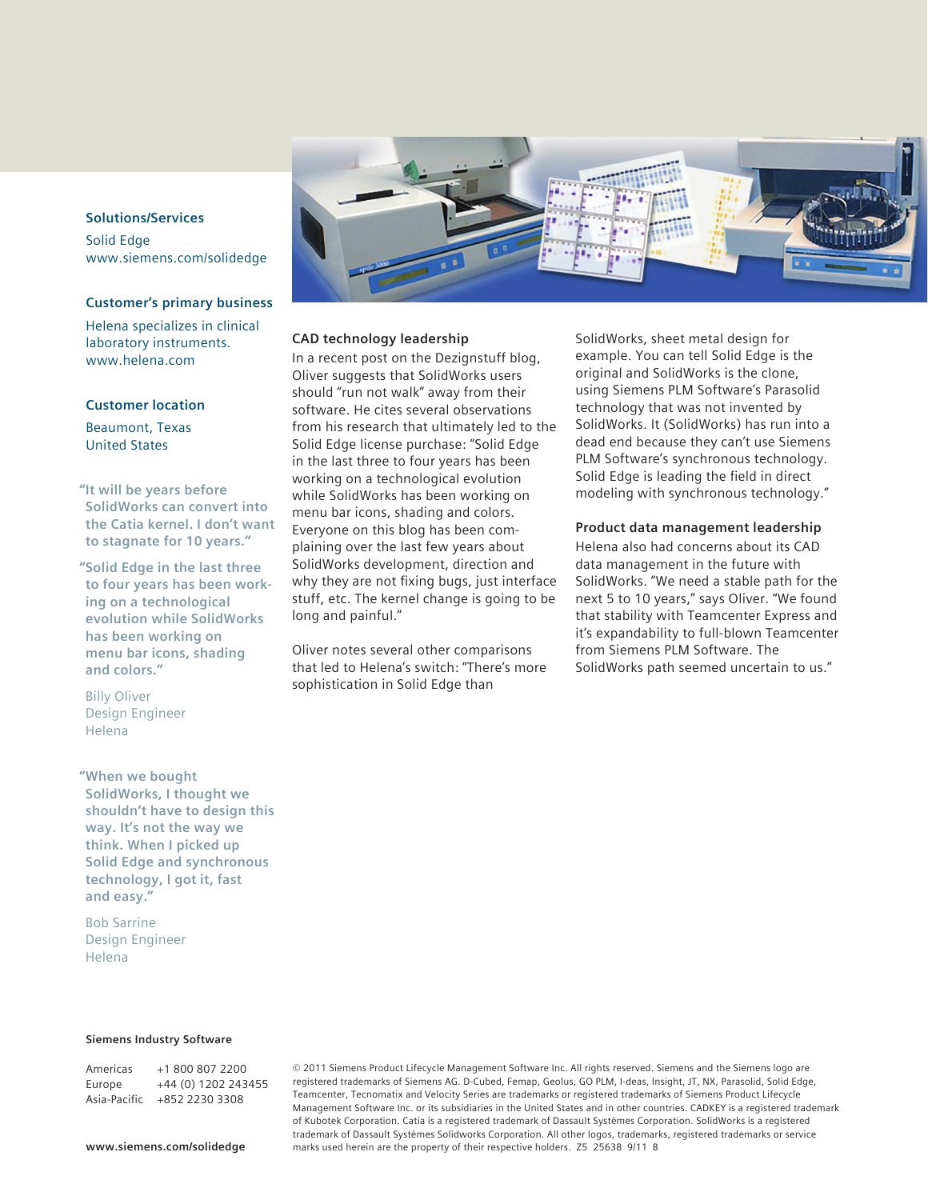### Solutions/Services

Solid Edge
www.siemens.com/solidedge

### Customer's primary business

Helena specializes in clinical laboratory instruments.
www.helena.com

### Customer location

Beaumont, Texas
United States

"It will be years before SolidWorks can convert into the Catia kernel. I don't want to stagnate for 10 years."

"Solid Edge in the last three to four years has been working on a technological evolution while SolidWorks has been working on menu bar icons, shading and colors."

Billy Oliver
Design Engineer
Helena

"When we bought SolidWorks, I thought we shouldn't have to design this way. It's not the way we think. When I picked up Solid Edge and synchronous technology, I got it, fast and easy."

Bob Sarrine
Design Engineer
Helena

### CAD technology leadership

In a recent post on the Dezignstuff blog, Oliver suggests that SolidWorks users should "run not walk" away from their software. He cites several observations from his research that ultimately led to the Solid Edge license purchase: "Solid Edge in the last three to four years has been working on a technological evolution while SolidWorks has been working on menu bar icons, shading and colors. Everyone on this blog has been complaining over the last few years about SolidWorks development, direction and why they are not fixing bugs, just interface stuff, etc. The kernel change is going to be long and painful."

Oliver notes several other comparisons that led to Helena's switch: "There's more sophistication in Solid Edge than SolidWorks, sheet metal design for example. You can tell Solid Edge is the original and SolidWorks is the clone, using Siemens PLM Software's Parasolid technology that was not invented by SolidWorks. It (SolidWorks) has run into a dead end because they can't use Siemens PLM Software's synchronous technology. Solid Edge is leading the field in direct modeling with synchronous technology."

### Product data management leadership

Helena also had concerns about its CAD data management in the future with SolidWorks. "We need a stable path for the next 5 to 10 years," says Oliver. "We found that stability with Teamcenter Express and it's expandability to full-blown Teamcenter from Siemens PLM Software. The SolidWorks path seemed uncertain to us."

**Siemens Industry Software**

| | |
|---|---|
| Americas | +1 800 807 2200 |
| Europe | +44 (0) 1202 243455 |
| Asia-Pacific | +852 2230 3308 |

**www.siemens.com/solidedge**

© 2011 Siemens Product Lifecycle Management Software Inc. All rights reserved. Siemens and the Siemens logo are registered trademarks of Siemens AG. D-Cubed, Femap, Geolus, GO PLM, I-deas, Insight, JT, NX, Parasolid, Solid Edge, Teamcenter, Tecnomatix and Velocity Series are trademarks or registered trademarks of Siemens Product Lifecycle Management Software Inc. or its subsidiaries in the United States and in other countries. CADKEY is a registered trademark of Kubotek Corporation. Catia is a registered trademark of Dassault Systèmes Corporation. SolidWorks is a registered trademark of Dassault Systèmes Solidworks Corporation. All other logos, trademarks, registered trademarks or service marks used herein are the property of their respective holders. Z5 25638 9/11 B